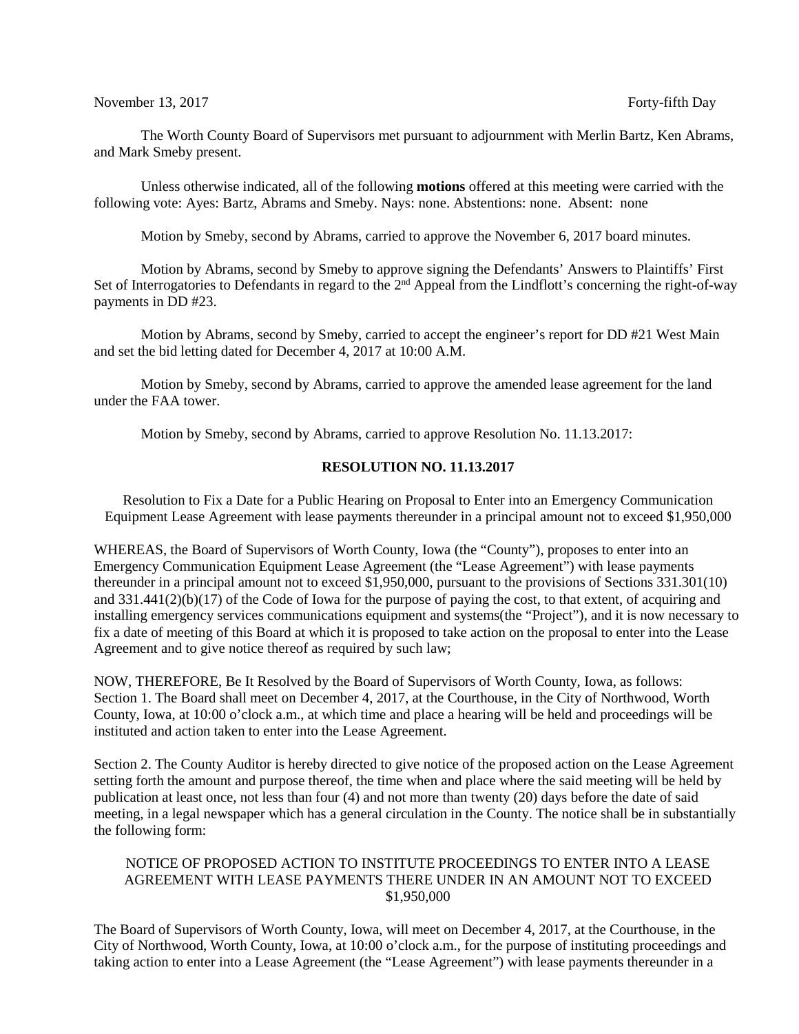November 13, 2017 Forty-fifth Day

The Worth County Board of Supervisors met pursuant to adjournment with Merlin Bartz, Ken Abrams, and Mark Smeby present.

Unless otherwise indicated, all of the following **motions** offered at this meeting were carried with the following vote: Ayes: Bartz, Abrams and Smeby. Nays: none. Abstentions: none. Absent: none

Motion by Smeby, second by Abrams, carried to approve the November 6, 2017 board minutes.

Motion by Abrams, second by Smeby to approve signing the Defendants' Answers to Plaintiffs' First Set of Interrogatories to Defendants in regard to the 2nd Appeal from the Lindflott's concerning the right-of-way payments in DD #23.

Motion by Abrams, second by Smeby, carried to accept the engineer's report for DD #21 West Main and set the bid letting dated for December 4, 2017 at 10:00 A.M.

Motion by Smeby, second by Abrams, carried to approve the amended lease agreement for the land under the FAA tower.

Motion by Smeby, second by Abrams, carried to approve Resolution No. 11.13.2017:

**RESOLUTION NO. 11.13.2017**

Resolution to Fix a Date for a Public Hearing on Proposal to Enter into an Emergency Communication Equipment Lease Agreement with lease payments thereunder in a principal amount not to exceed $1,950,000

WHEREAS, the Board of Supervisors of Worth County, Iowa (the "County"), proposes to enter into an Emergency Communication Equipment Lease Agreement (the "Lease Agreement") with lease payments thereunder in a principal amount not to exceed $1,950,000, pursuant to the provisions of Sections 331.301(10) and 331.441(2)(b)(17) of the Code of Iowa for the purpose of paying the cost, to that extent, of acquiring and installing emergency services communications equipment and systems(the "Project"), and it is now necessary to fix a date of meeting of this Board at which it is proposed to take action on the proposal to enter into the Lease Agreement and to give notice thereof as required by such law;

NOW, THEREFORE, Be It Resolved by the Board of Supervisors of Worth County, Iowa, as follows:
Section 1. The Board shall meet on December 4, 2017, at the Courthouse, in the City of Northwood, Worth County, Iowa, at 10:00 o'clock a.m., at which time and place a hearing will be held and proceedings will be instituted and action taken to enter into the Lease Agreement.

Section 2. The County Auditor is hereby directed to give notice of the proposed action on the Lease Agreement setting forth the amount and purpose thereof, the time when and place where the said meeting will be held by publication at least once, not less than four (4) and not more than twenty (20) days before the date of said meeting, in a legal newspaper which has a general circulation in the County. The notice shall be in substantially the following form:

NOTICE OF PROPOSED ACTION TO INSTITUTE PROCEEDINGS TO ENTER INTO A LEASE AGREEMENT WITH LEASE PAYMENTS THERE UNDER IN AN AMOUNT NOT TO EXCEED $1,950,000

The Board of Supervisors of Worth County, Iowa, will meet on December 4, 2017, at the Courthouse, in the City of Northwood, Worth County, Iowa, at 10:00 o'clock a.m., for the purpose of instituting proceedings and taking action to enter into a Lease Agreement (the "Lease Agreement") with lease payments thereunder in a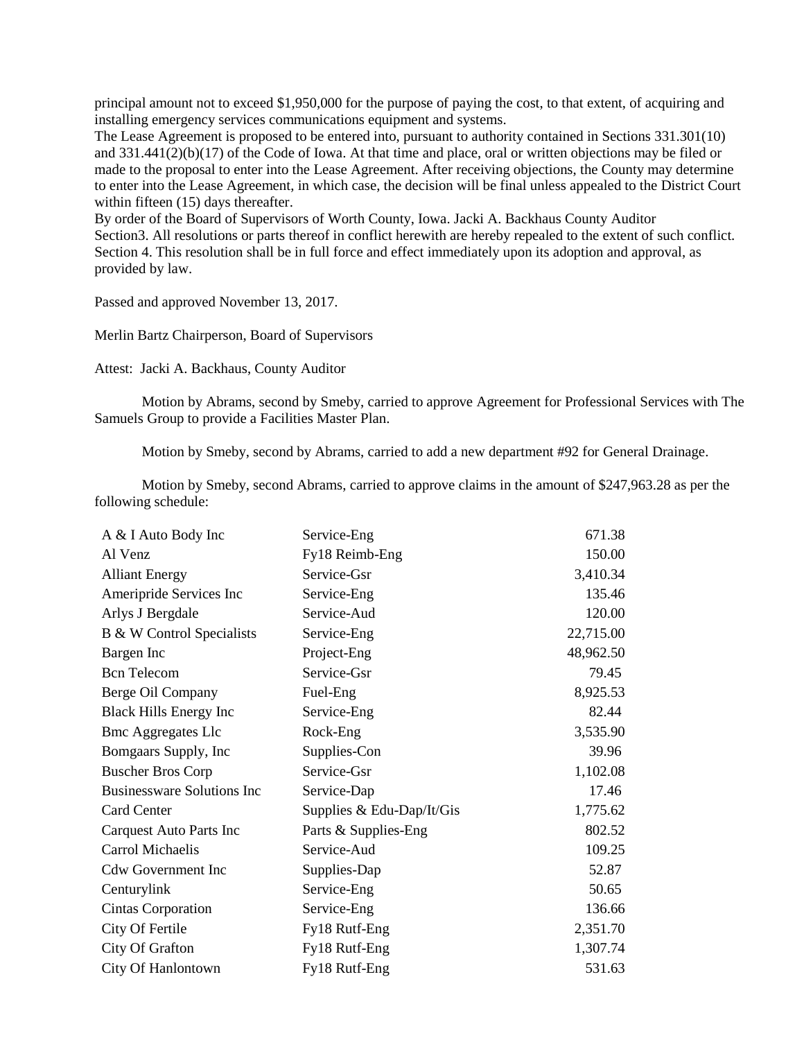principal amount not to exceed $1,950,000 for the purpose of paying the cost, to that extent, of acquiring and installing emergency services communications equipment and systems.

The Lease Agreement is proposed to be entered into, pursuant to authority contained in Sections 331.301(10) and 331.441(2)(b)(17) of the Code of Iowa. At that time and place, oral or written objections may be filed or made to the proposal to enter into the Lease Agreement. After receiving objections, the County may determine to enter into the Lease Agreement, in which case, the decision will be final unless appealed to the District Court within fifteen (15) days thereafter.

By order of the Board of Supervisors of Worth County, Iowa. Jacki A. Backhaus County Auditor

Section3. All resolutions or parts thereof in conflict herewith are hereby repealed to the extent of such conflict.

Section 4. This resolution shall be in full force and effect immediately upon its adoption and approval, as provided by law.

Passed and approved November 13, 2017.

Merlin Bartz Chairperson, Board of Supervisors

Attest: Jacki A. Backhaus, County Auditor

Motion by Abrams, second by Smeby, carried to approve Agreement for Professional Services with The Samuels Group to provide a Facilities Master Plan.

Motion by Smeby, second by Abrams, carried to add a new department #92 for General Drainage.

Motion by Smeby, second Abrams, carried to approve claims in the amount of $247,963.28 as per the following schedule:

| | | |
|---|---|---|
| A & I Auto Body Inc | Service-Eng | 671.38 |
| Al Venz | Fy18 Reimb-Eng | 150.00 |
| Alliant Energy | Service-Gsr | 3,410.34 |
| Ameripride Services Inc | Service-Eng | 135.46 |
| Arlys J Bergdale | Service-Aud | 120.00 |
| B & W Control Specialists | Service-Eng | 22,715.00 |
| Bargen Inc | Project-Eng | 48,962.50 |
| Bcn Telecom | Service-Gsr | 79.45 |
| Berge Oil Company | Fuel-Eng | 8,925.53 |
| Black Hills Energy Inc | Service-Eng | 82.44 |
| Bmc Aggregates Llc | Rock-Eng | 3,535.90 |
| Bomgaars Supply, Inc | Supplies-Con | 39.96 |
| Buscher Bros Corp | Service-Gsr | 1,102.08 |
| Businessware Solutions Inc | Service-Dap | 17.46 |
| Card Center | Supplies & Edu-Dap/It/Gis | 1,775.62 |
| Carquest Auto Parts Inc | Parts & Supplies-Eng | 802.52 |
| Carrol Michaelis | Service-Aud | 109.25 |
| Cdw Government Inc | Supplies-Dap | 52.87 |
| Centurylink | Service-Eng | 50.65 |
| Cintas Corporation | Service-Eng | 136.66 |
| City Of Fertile | Fy18 Rutf-Eng | 2,351.70 |
| City Of Grafton | Fy18 Rutf-Eng | 1,307.74 |
| City Of Hanlontown | Fy18 Rutf-Eng | 531.63 |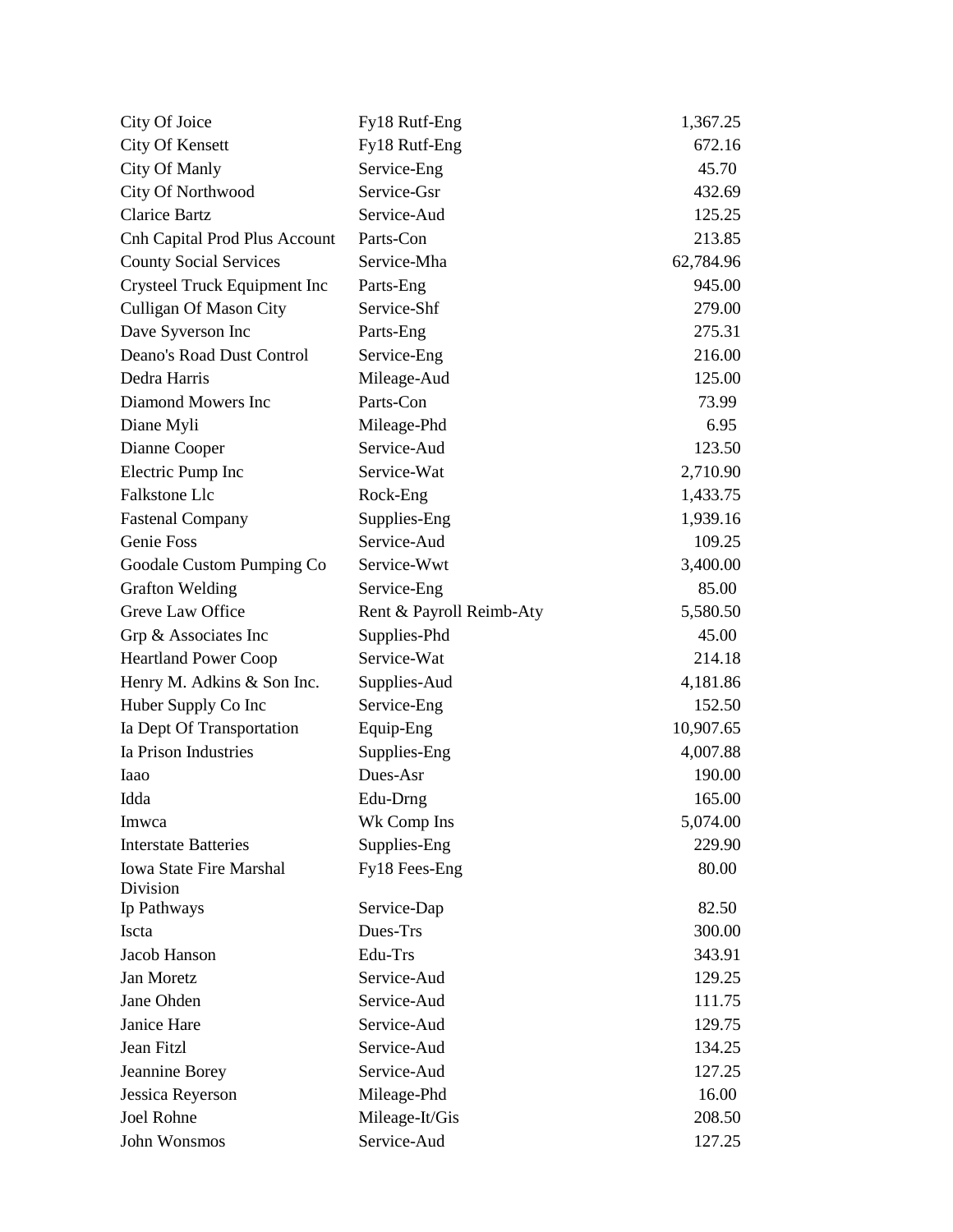| | | |
|---|---|---|
| City Of Joice | Fy18 Rutf-Eng | 1,367.25 |
| City Of Kensett | Fy18 Rutf-Eng | 672.16 |
| City Of Manly | Service-Eng | 45.70 |
| City Of Northwood | Service-Gsr | 432.69 |
| Clarice Bartz | Service-Aud | 125.25 |
| Cnh Capital Prod Plus Account | Parts-Con | 213.85 |
| County Social Services | Service-Mha | 62,784.96 |
| Crysteel Truck Equipment Inc | Parts-Eng | 945.00 |
| Culligan Of Mason City | Service-Shf | 279.00 |
| Dave Syverson Inc | Parts-Eng | 275.31 |
| Deano's Road Dust Control | Service-Eng | 216.00 |
| Dedra Harris | Mileage-Aud | 125.00 |
| Diamond Mowers Inc | Parts-Con | 73.99 |
| Diane Myli | Mileage-Phd | 6.95 |
| Dianne Cooper | Service-Aud | 123.50 |
| Electric Pump Inc | Service-Wat | 2,710.90 |
| Falkstone Llc | Rock-Eng | 1,433.75 |
| Fastenal Company | Supplies-Eng | 1,939.16 |
| Genie Foss | Service-Aud | 109.25 |
| Goodale Custom Pumping Co | Service-Wwt | 3,400.00 |
| Grafton Welding | Service-Eng | 85.00 |
| Greve Law Office | Rent & Payroll Reimb-Aty | 5,580.50 |
| Grp & Associates Inc | Supplies-Phd | 45.00 |
| Heartland Power Coop | Service-Wat | 214.18 |
| Henry M. Adkins & Son Inc. | Supplies-Aud | 4,181.86 |
| Huber Supply Co Inc | Service-Eng | 152.50 |
| Ia Dept Of Transportation | Equip-Eng | 10,907.65 |
| Ia Prison Industries | Supplies-Eng | 4,007.88 |
| Iaao | Dues-Asr | 190.00 |
| Idda | Edu-Drng | 165.00 |
| Imwca | Wk Comp Ins | 5,074.00 |
| Interstate Batteries | Supplies-Eng | 229.90 |
| Iowa State Fire Marshal Division | Fy18 Fees-Eng | 80.00 |
| Ip Pathways | Service-Dap | 82.50 |
| Iscta | Dues-Trs | 300.00 |
| Jacob Hanson | Edu-Trs | 343.91 |
| Jan Moretz | Service-Aud | 129.25 |
| Jane Ohden | Service-Aud | 111.75 |
| Janice Hare | Service-Aud | 129.75 |
| Jean Fitzl | Service-Aud | 134.25 |
| Jeannine Borey | Service-Aud | 127.25 |
| Jessica Reyerson | Mileage-Phd | 16.00 |
| Joel Rohne | Mileage-It/Gis | 208.50 |
| John Wonsmos | Service-Aud | 127.25 |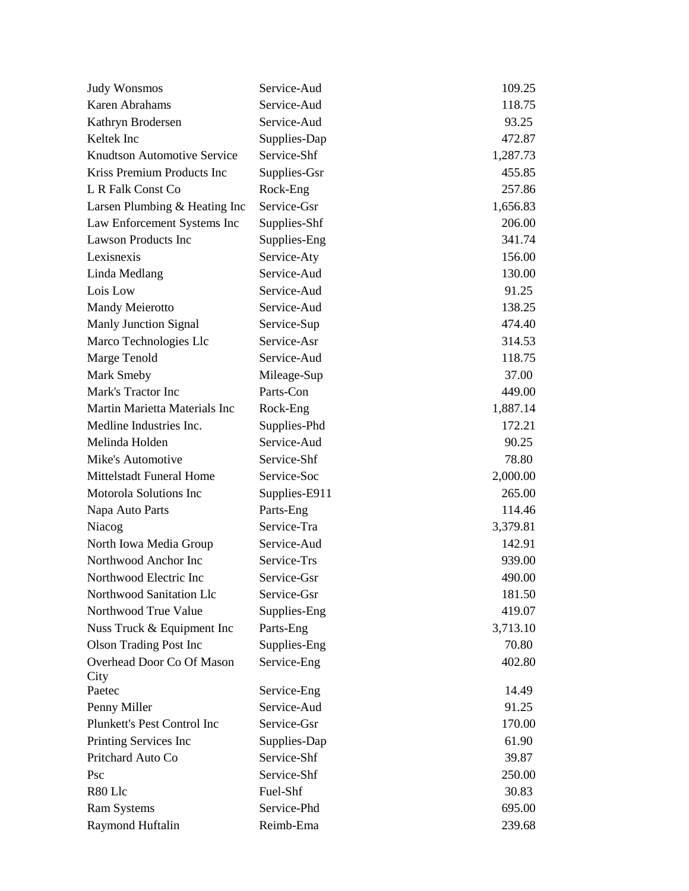| | | |
|---|---|---|
| Judy Wonsmos | Service-Aud | 109.25 |
| Karen Abrahams | Service-Aud | 118.75 |
| Kathryn Brodersen | Service-Aud | 93.25 |
| Keltek Inc | Supplies-Dap | 472.87 |
| Knudtson Automotive Service | Service-Shf | 1,287.73 |
| Kriss Premium Products Inc | Supplies-Gsr | 455.85 |
| L R Falk Const Co | Rock-Eng | 257.86 |
| Larsen Plumbing & Heating Inc | Service-Gsr | 1,656.83 |
| Law Enforcement Systems Inc | Supplies-Shf | 206.00 |
| Lawson Products Inc | Supplies-Eng | 341.74 |
| Lexisnexis | Service-Aty | 156.00 |
| Linda Medlang | Service-Aud | 130.00 |
| Lois Low | Service-Aud | 91.25 |
| Mandy Meierotto | Service-Aud | 138.25 |
| Manly Junction Signal | Service-Sup | 474.40 |
| Marco Technologies Llc | Service-Asr | 314.53 |
| Marge Tenold | Service-Aud | 118.75 |
| Mark Smeby | Mileage-Sup | 37.00 |
| Mark's Tractor Inc | Parts-Con | 449.00 |
| Martin Marietta Materials Inc | Rock-Eng | 1,887.14 |
| Medline Industries Inc. | Supplies-Phd | 172.21 |
| Melinda Holden | Service-Aud | 90.25 |
| Mike's Automotive | Service-Shf | 78.80 |
| Mittelstadt Funeral Home | Service-Soc | 2,000.00 |
| Motorola Solutions Inc | Supplies-E911 | 265.00 |
| Napa Auto Parts | Parts-Eng | 114.46 |
| Niacog | Service-Tra | 3,379.81 |
| North Iowa Media Group | Service-Aud | 142.91 |
| Northwood Anchor Inc | Service-Trs | 939.00 |
| Northwood Electric Inc | Service-Gsr | 490.00 |
| Northwood Sanitation Llc | Service-Gsr | 181.50 |
| Northwood True Value | Supplies-Eng | 419.07 |
| Nuss Truck & Equipment Inc | Parts-Eng | 3,713.10 |
| Olson Trading Post Inc | Supplies-Eng | 70.80 |
| Overhead Door Co Of Mason City | Service-Eng | 402.80 |
| Paetec | Service-Eng | 14.49 |
| Penny Miller | Service-Aud | 91.25 |
| Plunkett's Pest Control Inc | Service-Gsr | 170.00 |
| Printing Services Inc | Supplies-Dap | 61.90 |
| Pritchard Auto Co | Service-Shf | 39.87 |
| Psc | Service-Shf | 250.00 |
| R80 Llc | Fuel-Shf | 30.83 |
| Ram Systems | Service-Phd | 695.00 |
| Raymond Huftalin | Reimb-Ema | 239.68 |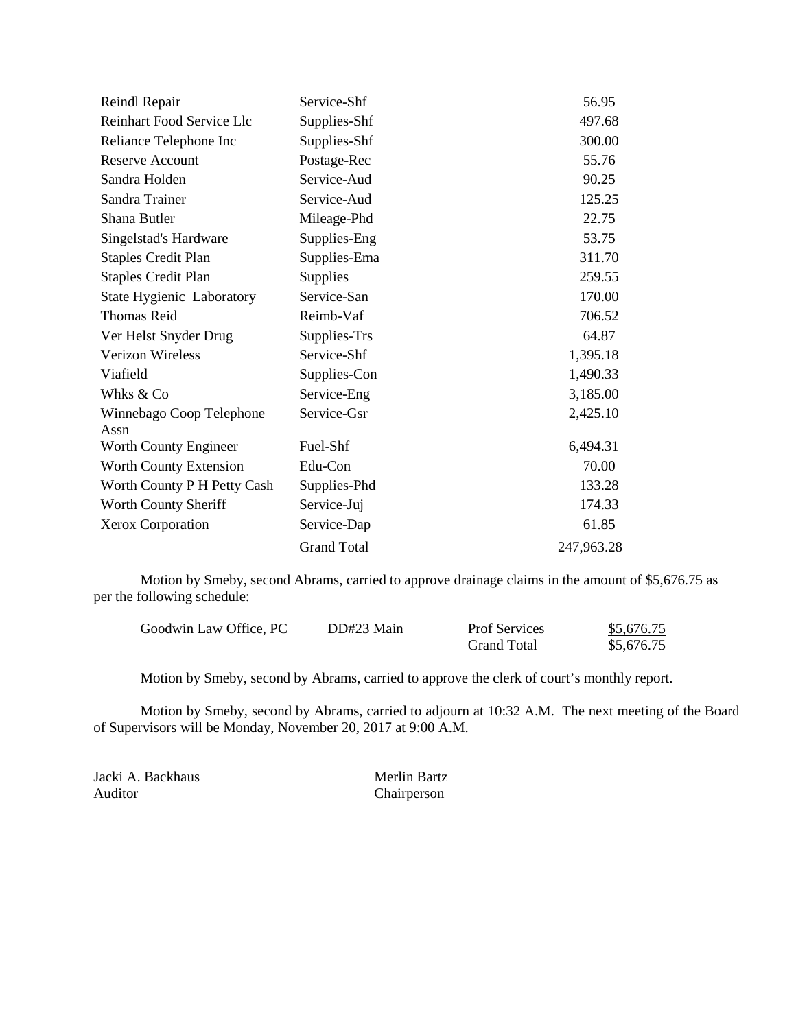| | | |
|---|---|---|
| Reindl Repair | Service-Shf | 56.95 |
| Reinhart Food Service Llc | Supplies-Shf | 497.68 |
| Reliance Telephone Inc | Supplies-Shf | 300.00 |
| Reserve Account | Postage-Rec | 55.76 |
| Sandra Holden | Service-Aud | 90.25 |
| Sandra Trainer | Service-Aud | 125.25 |
| Shana Butler | Mileage-Phd | 22.75 |
| Singelstad's Hardware | Supplies-Eng | 53.75 |
| Staples Credit Plan | Supplies-Ema | 311.70 |
| Staples Credit Plan | Supplies | 259.55 |
| State Hygienic Laboratory | Service-San | 170.00 |
| Thomas Reid | Reimb-Vaf | 706.52 |
| Ver Helst Snyder Drug | Supplies-Trs | 64.87 |
| Verizon Wireless | Service-Shf | 1,395.18 |
| Viafield | Supplies-Con | 1,490.33 |
| Whks & Co | Service-Eng | 3,185.00 |
| Winnebago Coop Telephone Assn | Service-Gsr | 2,425.10 |
| Worth County Engineer | Fuel-Shf | 6,494.31 |
| Worth County Extension | Edu-Con | 70.00 |
| Worth County P H Petty Cash | Supplies-Phd | 133.28 |
| Worth County Sheriff | Service-Juj | 174.33 |
| Xerox Corporation | Service-Dap | 61.85 |
| | Grand Total | 247,963.28 |

Motion by Smeby, second Abrams, carried to approve drainage claims in the amount of $5,676.75 as per the following schedule:

| | | | |
|---|---|---|---|
| Goodwin Law Office, PC | DD#23 Main | Prof Services | $5,676.75 |
| | | Grand Total | $5,676.75 |

Motion by Smeby, second by Abrams, carried to approve the clerk of court's monthly report.

Motion by Smeby, second by Abrams, carried to adjourn at 10:32 A.M. The next meeting of the Board of Supervisors will be Monday, November 20, 2017 at 9:00 A.M.

Jacki A. Backhaus
Auditor

Merlin Bartz
Chairperson